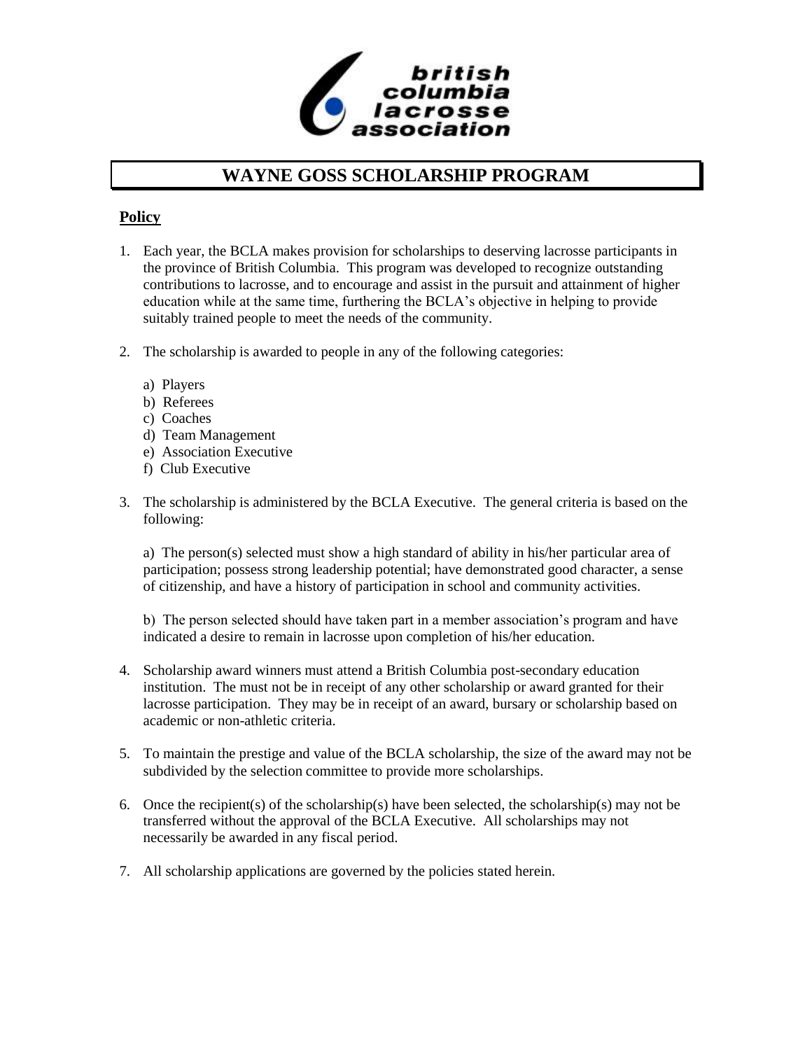british columbia lacrosse association

# WAYNE GOSS SCHOLARSHIP PROGRAM

## Policy

1. Each year, the BCLA makes provision for scholarships to deserving lacrosse participants in the province of British Columbia. This program was developed to recognize outstanding contributions to lacrosse, and to encourage and assist in the pursuit and attainment of higher education while at the same time, furthering the BCLA's objective in helping to provide suitably trained people to meet the needs of the community.

2. The scholarship is awarded to people in any of the following categories:

   a) Players
   b) Referees
   c) Coaches
   d) Team Management
   e) Association Executive
   f) Club Executive

3. The scholarship is administered by the BCLA Executive. The general criteria is based on the following:

   a) The person(s) selected must show a high standard of ability in his/her particular area of participation; possess strong leadership potential; have demonstrated good character, a sense of citizenship, and have a history of participation in school and community activities.

   b) The person selected should have taken part in a member association's program and have indicated a desire to remain in lacrosse upon completion of his/her education.

4. Scholarship award winners must attend a British Columbia post-secondary education institution. The must not be in receipt of any other scholarship or award granted for their lacrosse participation. They may be in receipt of an award, bursary or scholarship based on academic or non-athletic criteria.

5. To maintain the prestige and value of the BCLA scholarship, the size of the award may not be subdivided by the selection committee to provide more scholarships.

6. Once the recipient(s) of the scholarship(s) have been selected, the scholarship(s) may not be transferred without the approval of the BCLA Executive. All scholarships may not necessarily be awarded in any fiscal period.

7. All scholarship applications are governed by the policies stated herein.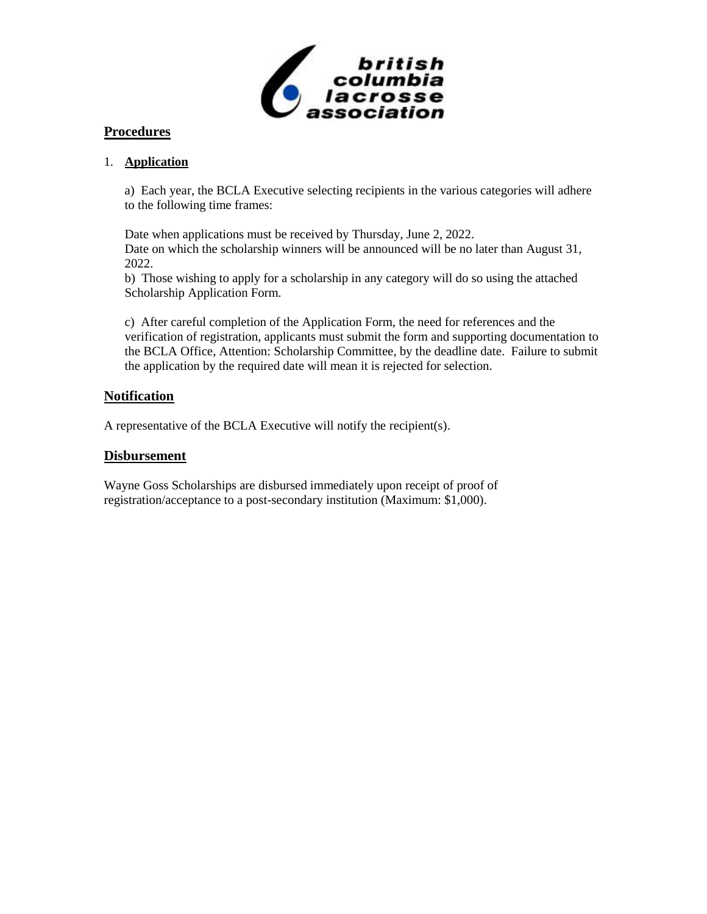## Procedures

1. **Application**

   a) Each year, the BCLA Executive selecting recipients in the various categories will adhere to the following time frames:

   Date when applications must be received by Thursday, June 2, 2022.
   Date on which the scholarship winners will be announced will be no later than August 31, 2022.
   b) Those wishing to apply for a scholarship in any category will do so using the attached Scholarship Application Form.

   c) After careful completion of the Application Form, the need for references and the verification of registration, applicants must submit the form and supporting documentation to the BCLA Office, Attention: Scholarship Committee, by the deadline date. Failure to submit the application by the required date will mean it is rejected for selection.

## Notification

A representative of the BCLA Executive will notify the recipient(s).

## Disbursement

Wayne Goss Scholarships are disbursed immediately upon receipt of proof of registration/acceptance to a post-secondary institution (Maximum: $1,000).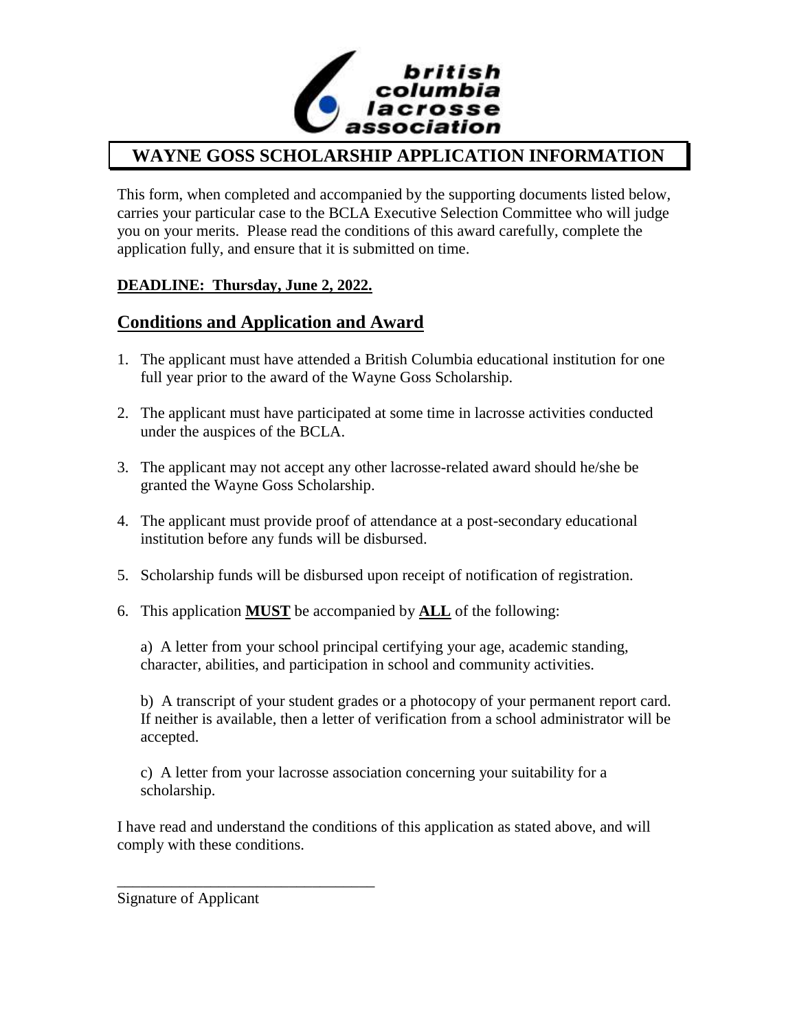british columbia lacrosse association

# WAYNE GOSS SCHOLARSHIP APPLICATION INFORMATION

This form, when completed and accompanied by the supporting documents listed below, carries your particular case to the BCLA Executive Selection Committee who will judge you on your merits. Please read the conditions of this award carefully, complete the application fully, and ensure that it is submitted on time.

**DEADLINE: Thursday, June 2, 2022.**

## Conditions and Application and Award

1. The applicant must have attended a British Columbia educational institution for one full year prior to the award of the Wayne Goss Scholarship.
2. The applicant must have participated at some time in lacrosse activities conducted under the auspices of the BCLA.
3. The applicant may not accept any other lacrosse-related award should he/she be granted the Wayne Goss Scholarship.
4. The applicant must provide proof of attendance at a post-secondary educational institution before any funds will be disbursed.
5. Scholarship funds will be disbursed upon receipt of notification of registration.
6. This application **MUST** be accompanied by **ALL** of the following:

   a) A letter from your school principal certifying your age, academic standing, character, abilities, and participation in school and community activities.

   b) A transcript of your student grades or a photocopy of your permanent report card. If neither is available, then a letter of verification from a school administrator will be accepted.

   c) A letter from your lacrosse association concerning your suitability for a scholarship.

I have read and understand the conditions of this application as stated above, and will comply with these conditions.

\_\_\_\_\_\_\_\_\_\_\_\_\_\_\_\_\_\_\_\_\_\_\_\_\_\_\_\_\_\_\_\_\_\_

Signature of Applicant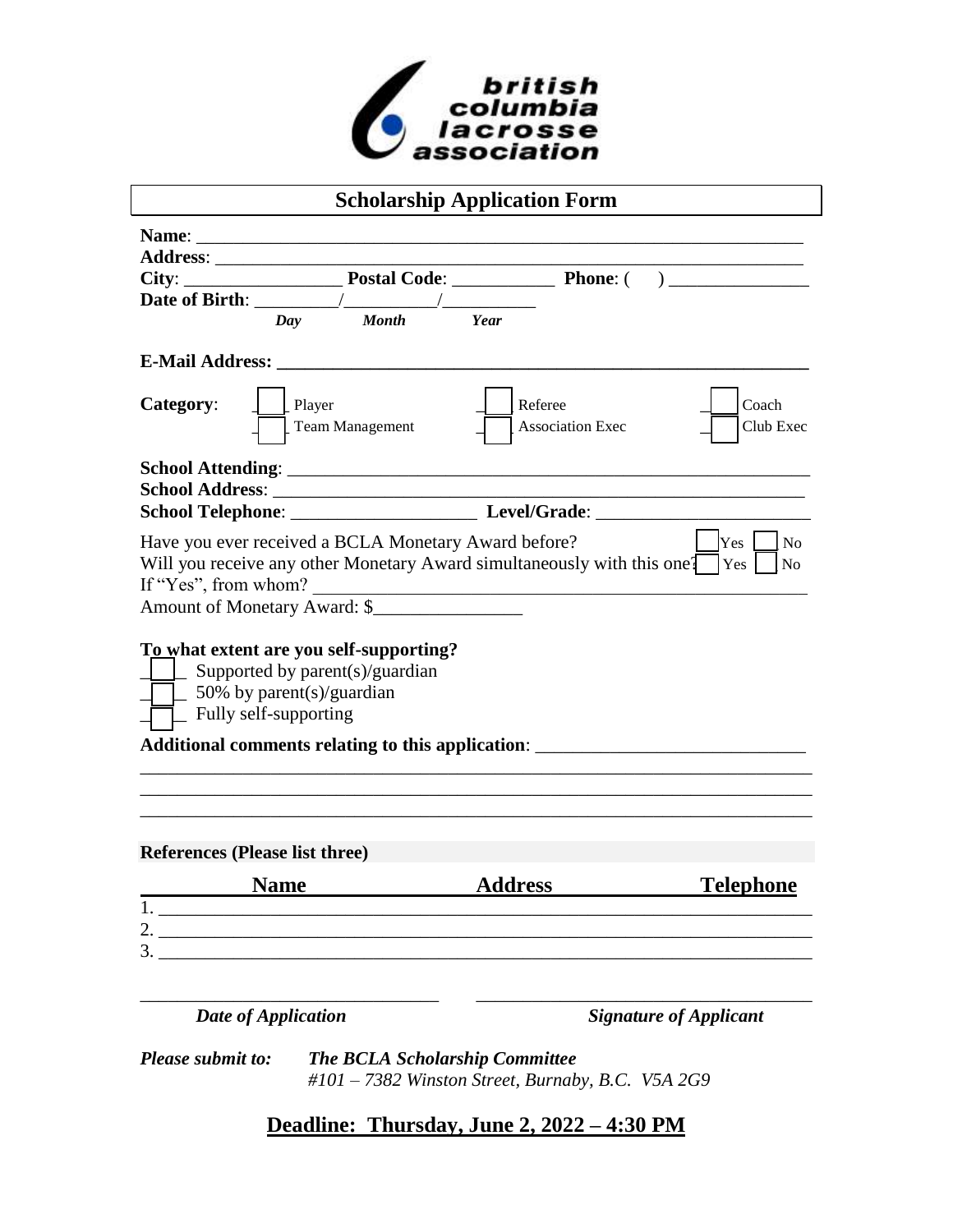british columbia lacrosse association

## Scholarship Application Form

**Name**: ____________________________________________________________

**Address**: __________________________________________________________

**City**: _________________ **Postal Code**: ___________ **Phone**: ( ) _______________

**Date of Birth**: _________/__________/__________
*Day* *Month* *Year*

**E-Mail Address:** ___________________________________________________

**Category**:

- ☐ Player
- ☐ Team Management
- ☐ Referee
- ☐ Association Exec
- ☐ Coach
- ☐ Club Exec

**School Attending**: __________________________________________________

**School Address**: ___________________________________________________

**School Telephone**: ____________________ **Level/Grade**: ______________________

Have you ever received a BCLA Monetary Award before? ☐ Yes ☐ No

Will you receive any other Monetary Award simultaneously with this one? ☐ Yes ☐ No

If "Yes", from whom? ________________________________________________

Amount of Monetary Award: $________________

**To what extent are you self-supporting?**

- ☐ Supported by parent(s)/guardian
- ☐ 50% by parent(s)/guardian
- ☐ Fully self-supporting

**Additional comments relating to this application**: ____________________________

_________________________________________________________________________

_________________________________________________________________________

_________________________________________________________________________

**References (Please list three)**

| **Name** | **Address** | **Telephone** |
|---|---|---|
| 1. | | |
| 2. | | |
| 3. | | |

_______________________________ _______________________________

***Date of Application*** ***Signature of Applicant***

***Please submit to:*** ***The BCLA Scholarship Committee***
*#101 – 7382 Winston Street, Burnaby, B.C. V5A 2G9*

**Deadline: Thursday, June 2, 2022 – 4:30 PM**